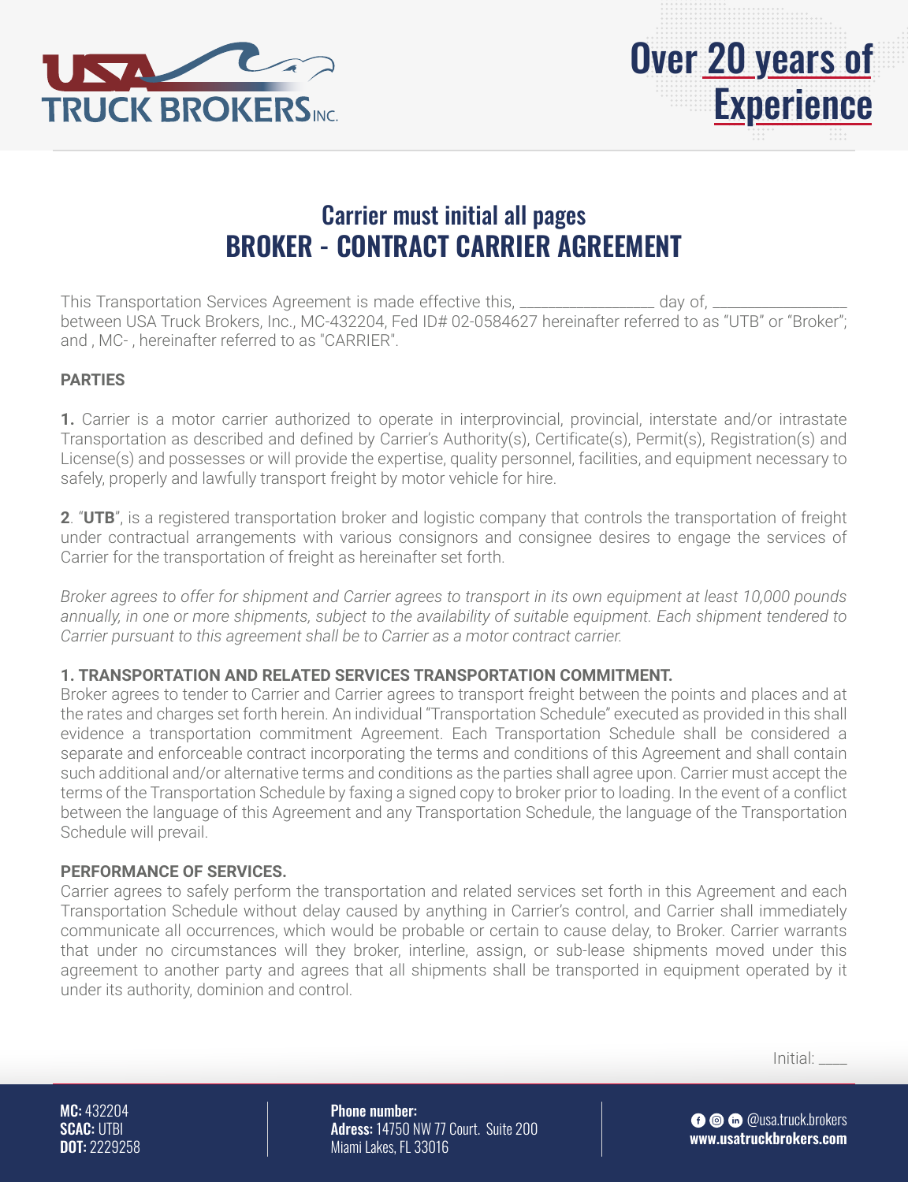## Carrier must initial all pages

# BROKER - CONTRACT CARRIER AGREEMENT

This Transportation Services Agreement is made effective this, _______________ day of, _______________ between USA Truck Brokers, Inc., MC-432204, Fed ID# 02-0584627 hereinafter referred to as "UTB" or "Broker"; and , MC- , hereinafter referred to as "CARRIER".

**PARTIES**

**1.** Carrier is a motor carrier authorized to operate in interprovincial, provincial, interstate and/or intrastate Transportation as described and defined by Carrier's Authority(s), Certificate(s), Permit(s), Registration(s) and License(s) and possesses or will provide the expertise, quality personnel, facilities, and equipment necessary to safely, properly and lawfully transport freight by motor vehicle for hire.

**2**. "**UTB**", is a registered transportation broker and logistic company that controls the transportation of freight under contractual arrangements with various consignors and consignee desires to engage the services of Carrier for the transportation of freight as hereinafter set forth.

*Broker agrees to offer for shipment and Carrier agrees to transport in its own equipment at least 10,000 pounds annually, in one or more shipments, subject to the availability of suitable equipment. Each shipment tendered to Carrier pursuant to this agreement shall be to Carrier as a motor contract carrier.*

**1. TRANSPORTATION AND RELATED SERVICES TRANSPORTATION COMMITMENT.**
Broker agrees to tender to Carrier and Carrier agrees to transport freight between the points and places and at the rates and charges set forth herein. An individual "Transportation Schedule" executed as provided in this shall evidence a transportation commitment Agreement. Each Transportation Schedule shall be considered a separate and enforceable contract incorporating the terms and conditions of this Agreement and shall contain such additional and/or alternative terms and conditions as the parties shall agree upon. Carrier must accept the terms of the Transportation Schedule by faxing a signed copy to broker prior to loading. In the event of a conflict between the language of this Agreement and any Transportation Schedule, the language of the Transportation Schedule will prevail.

**PERFORMANCE OF SERVICES.**
Carrier agrees to safely perform the transportation and related services set forth in this Agreement and each Transportation Schedule without delay caused by anything in Carrier's control, and Carrier shall immediately communicate all occurrences, which would be probable or certain to cause delay, to Broker. Carrier warrants that under no circumstances will they broker, interline, assign, or sub-lease shipments moved under this agreement to another party and agrees that all shipments shall be transported in equipment operated by it under its authority, dominion and control.

Initial: ____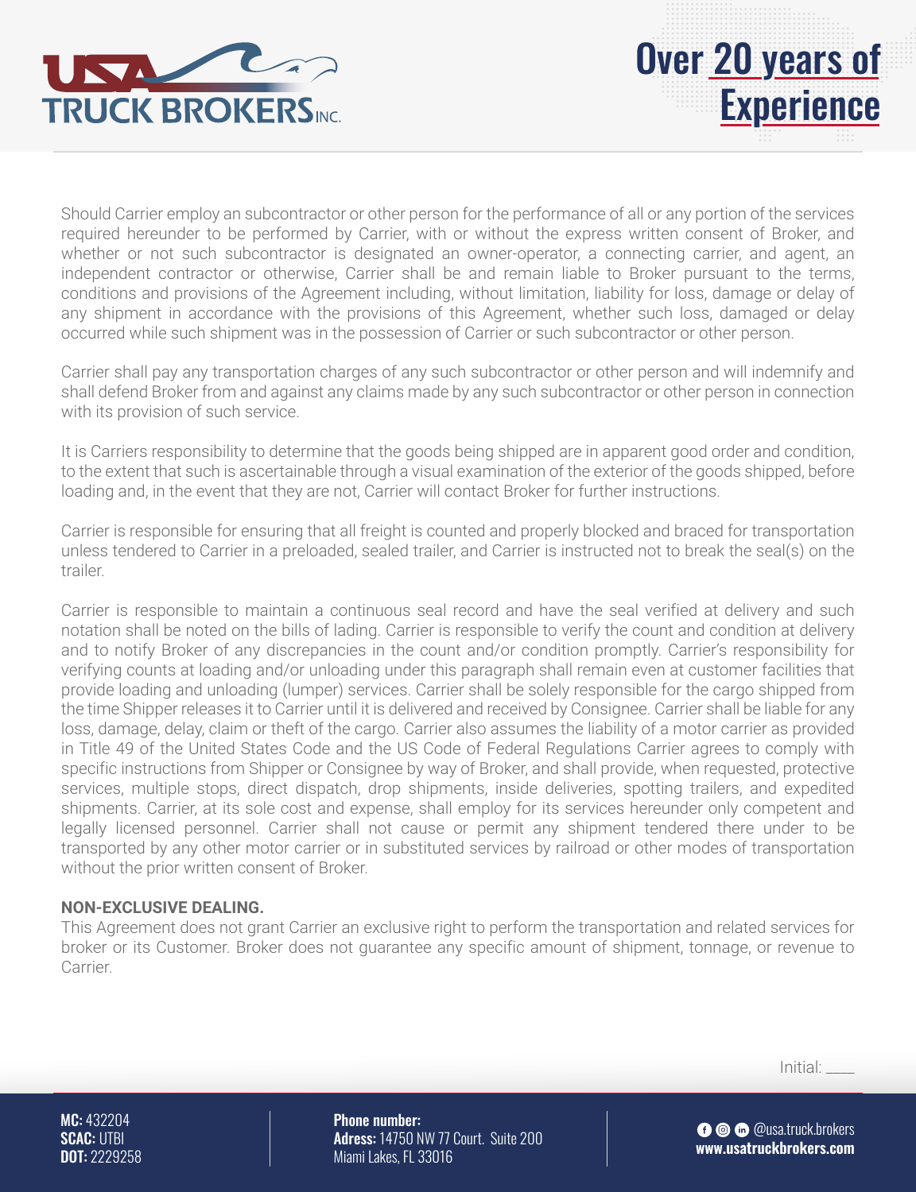Should Carrier employ an subcontractor or other person for the performance of all or any portion of the services required hereunder to be performed by Carrier, with or without the express written consent of Broker, and whether or not such subcontractor is designated an owner-operator, a connecting carrier, and agent, an independent contractor or otherwise, Carrier shall be and remain liable to Broker pursuant to the terms, conditions and provisions of the Agreement including, without limitation, liability for loss, damage or delay of any shipment in accordance with the provisions of this Agreement, whether such loss, damaged or delay occurred while such shipment was in the possession of Carrier or such subcontractor or other person.

Carrier shall pay any transportation charges of any such subcontractor or other person and will indemnify and shall defend Broker from and against any claims made by any such subcontractor or other person in connection with its provision of such service.

It is Carriers responsibility to determine that the goods being shipped are in apparent good order and condition, to the extent that such is ascertainable through a visual examination of the exterior of the goods shipped, before loading and, in the event that they are not, Carrier will contact Broker for further instructions.

Carrier is responsible for ensuring that all freight is counted and properly blocked and braced for transportation unless tendered to Carrier in a preloaded, sealed trailer, and Carrier is instructed not to break the seal(s) on the trailer.

Carrier is responsible to maintain a continuous seal record and have the seal verified at delivery and such notation shall be noted on the bills of lading. Carrier is responsible to verify the count and condition at delivery and to notify Broker of any discrepancies in the count and/or condition promptly. Carrier's responsibility for verifying counts at loading and/or unloading under this paragraph shall remain even at customer facilities that provide loading and unloading (lumper) services. Carrier shall be solely responsible for the cargo shipped from the time Shipper releases it to Carrier until it is delivered and received by Consignee. Carrier shall be liable for any loss, damage, delay, claim or theft of the cargo. Carrier also assumes the liability of a motor carrier as provided in Title 49 of the United States Code and the US Code of Federal Regulations Carrier agrees to comply with specific instructions from Shipper or Consignee by way of Broker, and shall provide, when requested, protective services, multiple stops, direct dispatch, drop shipments, inside deliveries, spotting trailers, and expedited shipments. Carrier, at its sole cost and expense, shall employ for its services hereunder only competent and legally licensed personnel. Carrier shall not cause or permit any shipment tendered there under to be transported by any other motor carrier or in substituted services by railroad or other modes of transportation without the prior written consent of Broker.

**NON-EXCLUSIVE DEALING.**
This Agreement does not grant Carrier an exclusive right to perform the transportation and related services for broker or its Customer. Broker does not guarantee any specific amount of shipment, tonnage, or revenue to Carrier.

Initial: ____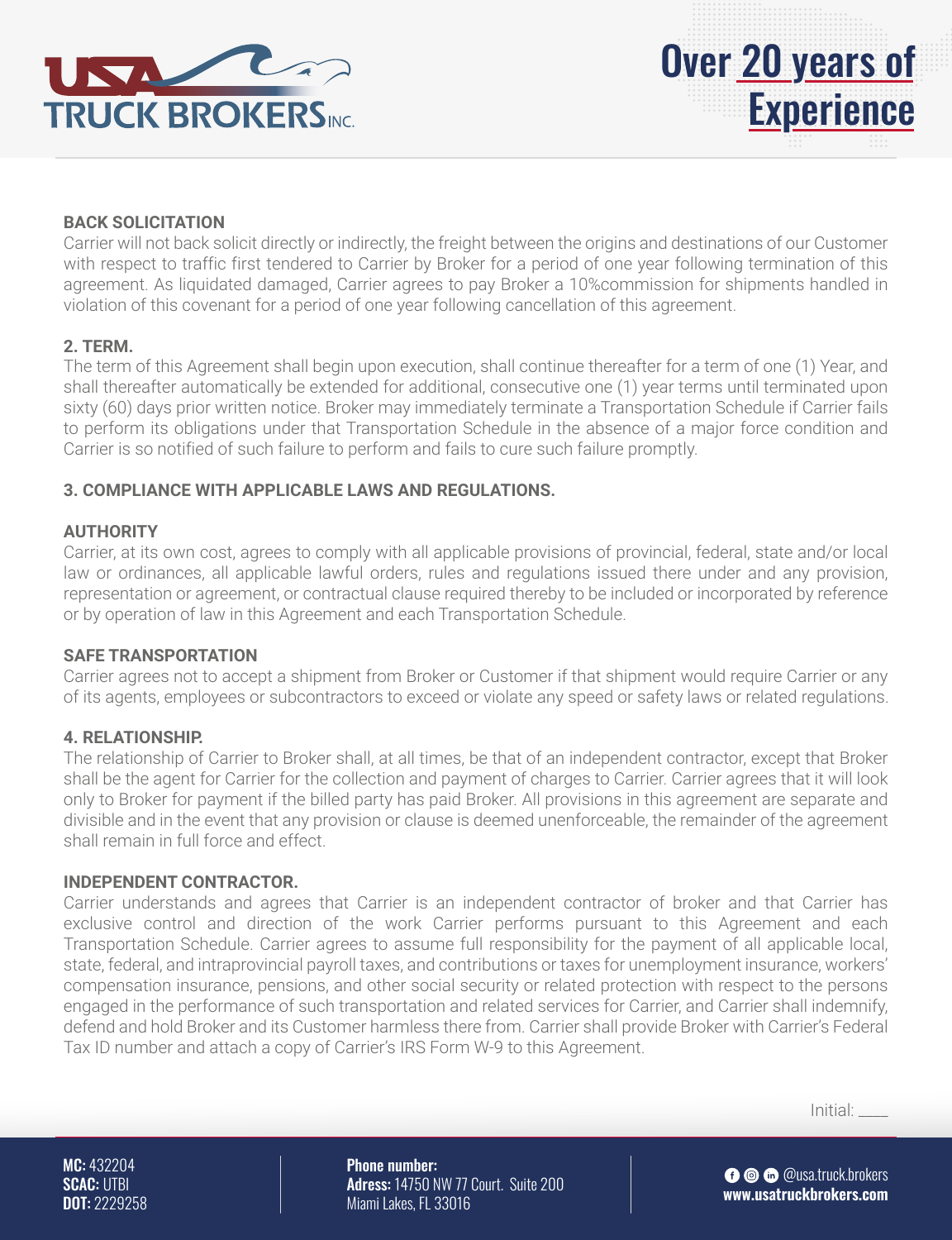## BACK SOLICITATION

Carrier will not back solicit directly or indirectly, the freight between the origins and destinations of our Customer with respect to traffic first tendered to Carrier by Broker for a period of one year following termination of this agreement. As liquidated damaged, Carrier agrees to pay Broker a 10%commission for shipments handled in violation of this covenant for a period of one year following cancellation of this agreement.

## 2. TERM.

The term of this Agreement shall begin upon execution, shall continue thereafter for a term of one (1) Year, and shall thereafter automatically be extended for additional, consecutive one (1) year terms until terminated upon sixty (60) days prior written notice. Broker may immediately terminate a Transportation Schedule if Carrier fails to perform its obligations under that Transportation Schedule in the absence of a major force condition and Carrier is so notified of such failure to perform and fails to cure such failure promptly.

## 3. COMPLIANCE WITH APPLICABLE LAWS AND REGULATIONS.

### AUTHORITY

Carrier, at its own cost, agrees to comply with all applicable provisions of provincial, federal, state and/or local law or ordinances, all applicable lawful orders, rules and regulations issued there under and any provision, representation or agreement, or contractual clause required thereby to be included or incorporated by reference or by operation of law in this Agreement and each Transportation Schedule.

### SAFE TRANSPORTATION

Carrier agrees not to accept a shipment from Broker or Customer if that shipment would require Carrier or any of its agents, employees or subcontractors to exceed or violate any speed or safety laws or related regulations.

## 4. RELATIONSHIP.

The relationship of Carrier to Broker shall, at all times, be that of an independent contractor, except that Broker shall be the agent for Carrier for the collection and payment of charges to Carrier. Carrier agrees that it will look only to Broker for payment if the billed party has paid Broker. All provisions in this agreement are separate and divisible and in the event that any provision or clause is deemed unenforceable, the remainder of the agreement shall remain in full force and effect.

### INDEPENDENT CONTRACTOR.

Carrier understands and agrees that Carrier is an independent contractor of broker and that Carrier has exclusive control and direction of the work Carrier performs pursuant to this Agreement and each Transportation Schedule. Carrier agrees to assume full responsibility for the payment of all applicable local, state, federal, and intraprovincial payroll taxes, and contributions or taxes for unemployment insurance, workers' compensation insurance, pensions, and other social security or related protection with respect to the persons engaged in the performance of such transportation and related services for Carrier, and Carrier shall indemnify, defend and hold Broker and its Customer harmless there from. Carrier shall provide Broker with Carrier's Federal Tax ID number and attach a copy of Carrier's IRS Form W-9 to this Agreement.

Initial: ____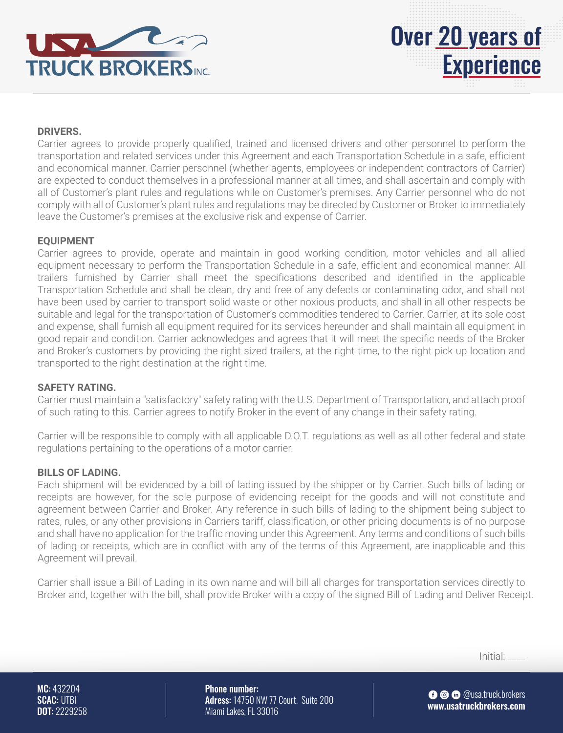**DRIVERS.**
Carrier agrees to provide properly qualified, trained and licensed drivers and other personnel to perform the transportation and related services under this Agreement and each Transportation Schedule in a safe, efficient and economical manner. Carrier personnel (whether agents, employees or independent contractors of Carrier) are expected to conduct themselves in a professional manner at all times, and shall ascertain and comply with all of Customer's plant rules and regulations while on Customer's premises. Any Carrier personnel who do not comply with all of Customer's plant rules and regulations may be directed by Customer or Broker to immediately leave the Customer's premises at the exclusive risk and expense of Carrier.

**EQUIPMENT**
Carrier agrees to provide, operate and maintain in good working condition, motor vehicles and all allied equipment necessary to perform the Transportation Schedule in a safe, efficient and economical manner. All trailers furnished by Carrier shall meet the specifications described and identified in the applicable Transportation Schedule and shall be clean, dry and free of any defects or contaminating odor, and shall not have been used by carrier to transport solid waste or other noxious products, and shall in all other respects be suitable and legal for the transportation of Customer's commodities tendered to Carrier. Carrier, at its sole cost and expense, shall furnish all equipment required for its services hereunder and shall maintain all equipment in good repair and condition. Carrier acknowledges and agrees that it will meet the specific needs of the Broker and Broker's customers by providing the right sized trailers, at the right time, to the right pick up location and transported to the right destination at the right time.

**SAFETY RATING.**
Carrier must maintain a "satisfactory" safety rating with the U.S. Department of Transportation, and attach proof of such rating to this. Carrier agrees to notify Broker in the event of any change in their safety rating.

Carrier will be responsible to comply with all applicable D.O.T. regulations as well as all other federal and state regulations pertaining to the operations of a motor carrier.

**BILLS OF LADING.**
Each shipment will be evidenced by a bill of lading issued by the shipper or by Carrier. Such bills of lading or receipts are however, for the sole purpose of evidencing receipt for the goods and will not constitute and agreement between Carrier and Broker. Any reference in such bills of lading to the shipment being subject to rates, rules, or any other provisions in Carriers tariff, classification, or other pricing documents is of no purpose and shall have no application for the traffic moving under this Agreement. Any terms and conditions of such bills of lading or receipts, which are in conflict with any of the terms of this Agreement, are inapplicable and this Agreement will prevail.

Carrier shall issue a Bill of Lading in its own name and will bill all charges for transportation services directly to Broker and, together with the bill, shall provide Broker with a copy of the signed Bill of Lading and Deliver Receipt.

Initial: ____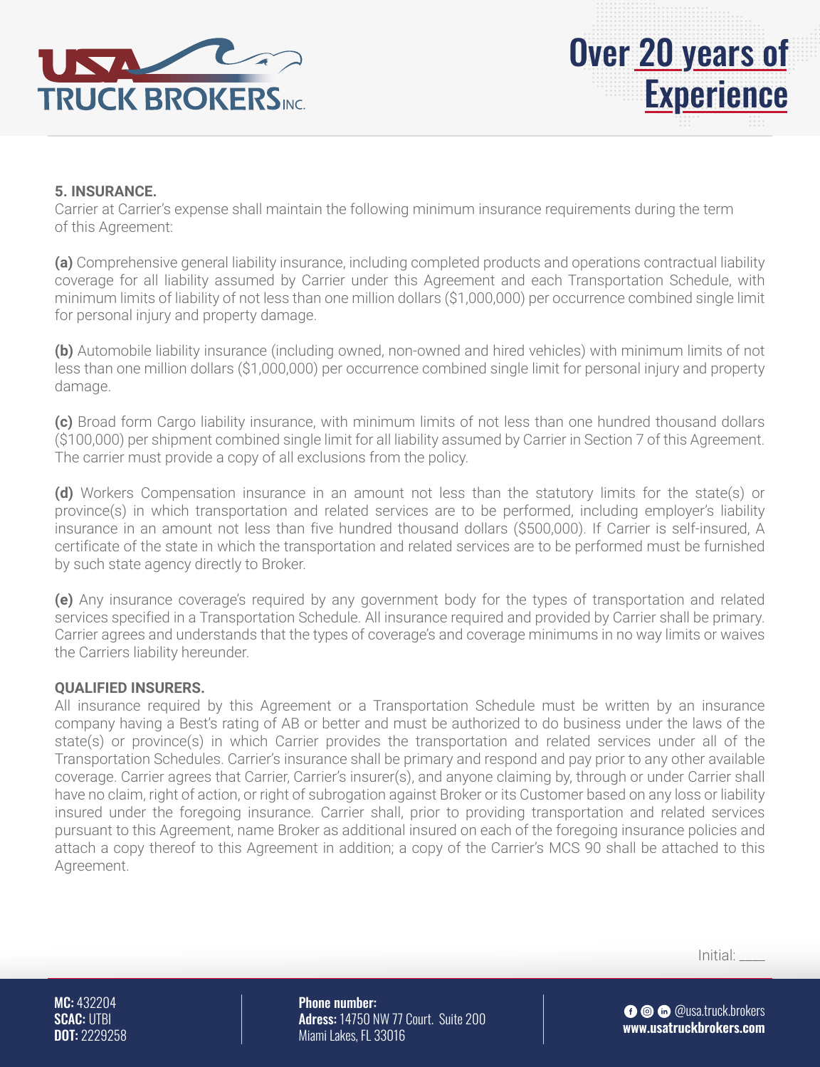**5. INSURANCE.**
Carrier at Carrier's expense shall maintain the following minimum insurance requirements during the term of this Agreement:

**(a)** Comprehensive general liability insurance, including completed products and operations contractual liability coverage for all liability assumed by Carrier under this Agreement and each Transportation Schedule, with minimum limits of liability of not less than one million dollars ($1,000,000) per occurrence combined single limit for personal injury and property damage.

**(b)** Automobile liability insurance (including owned, non-owned and hired vehicles) with minimum limits of not less than one million dollars ($1,000,000) per occurrence combined single limit for personal injury and property damage.

**(c)** Broad form Cargo liability insurance, with minimum limits of not less than one hundred thousand dollars ($100,000) per shipment combined single limit for all liability assumed by Carrier in Section 7 of this Agreement. The carrier must provide a copy of all exclusions from the policy.

**(d)** Workers Compensation insurance in an amount not less than the statutory limits for the state(s) or province(s) in which transportation and related services are to be performed, including employer's liability insurance in an amount not less than five hundred thousand dollars ($500,000). If Carrier is self-insured, A certificate of the state in which the transportation and related services are to be performed must be furnished by such state agency directly to Broker.

**(e)** Any insurance coverage's required by any government body for the types of transportation and related services specified in a Transportation Schedule. All insurance required and provided by Carrier shall be primary. Carrier agrees and understands that the types of coverage's and coverage minimums in no way limits or waives the Carriers liability hereunder.

**QUALIFIED INSURERS.**
All insurance required by this Agreement or a Transportation Schedule must be written by an insurance company having a Best's rating of AB or better and must be authorized to do business under the laws of the state(s) or province(s) in which Carrier provides the transportation and related services under all of the Transportation Schedules. Carrier's insurance shall be primary and respond and pay prior to any other available coverage. Carrier agrees that Carrier, Carrier's insurer(s), and anyone claiming by, through or under Carrier shall have no claim, right of action, or right of subrogation against Broker or its Customer based on any loss or liability insured under the foregoing insurance. Carrier shall, prior to providing transportation and related services pursuant to this Agreement, name Broker as additional insured on each of the foregoing insurance policies and attach a copy thereof to this Agreement in addition; a copy of the Carrier's MCS 90 shall be attached to this Agreement.

Initial: ____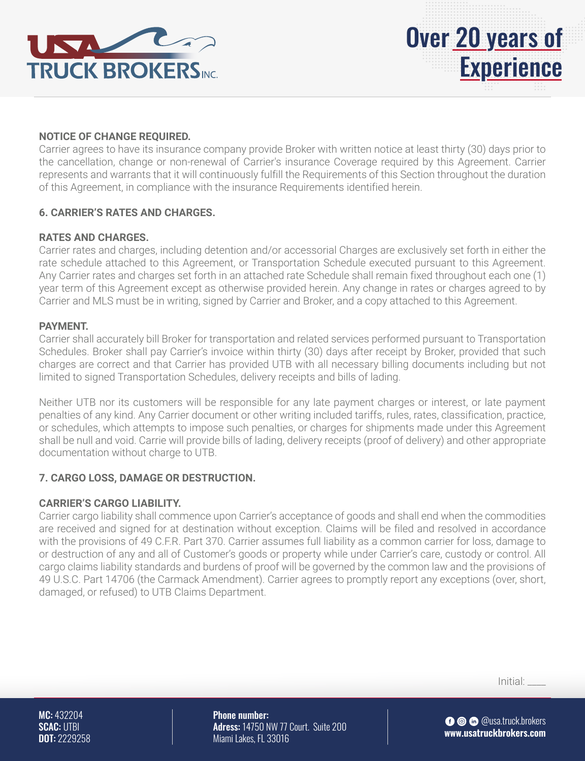**NOTICE OF CHANGE REQUIRED.**
Carrier agrees to have its insurance company provide Broker with written notice at least thirty (30) days prior to the cancellation, change or non-renewal of Carrier's insurance Coverage required by this Agreement. Carrier represents and warrants that it will continuously fulfill the Requirements of this Section throughout the duration of this Agreement, in compliance with the insurance Requirements identified herein.

## 6. CARRIER'S RATES AND CHARGES.

**RATES AND CHARGES.**
Carrier rates and charges, including detention and/or accessorial Charges are exclusively set forth in either the rate schedule attached to this Agreement, or Transportation Schedule executed pursuant to this Agreement. Any Carrier rates and charges set forth in an attached rate Schedule shall remain fixed throughout each one (1) year term of this Agreement except as otherwise provided herein. Any change in rates or charges agreed to by Carrier and MLS must be in writing, signed by Carrier and Broker, and a copy attached to this Agreement.

**PAYMENT.**
Carrier shall accurately bill Broker for transportation and related services performed pursuant to Transportation Schedules. Broker shall pay Carrier's invoice within thirty (30) days after receipt by Broker, provided that such charges are correct and that Carrier has provided UTB with all necessary billing documents including but not limited to signed Transportation Schedules, delivery receipts and bills of lading.

Neither UTB nor its customers will be responsible for any late payment charges or interest, or late payment penalties of any kind. Any Carrier document or other writing included tariffs, rules, rates, classification, practice, or schedules, which attempts to impose such penalties, or charges for shipments made under this Agreement shall be null and void. Carrie will provide bills of lading, delivery receipts (proof of delivery) and other appropriate documentation without charge to UTB.

## 7. CARGO LOSS, DAMAGE OR DESTRUCTION.

**CARRIER'S CARGO LIABILITY.**
Carrier cargo liability shall commence upon Carrier's acceptance of goods and shall end when the commodities are received and signed for at destination without exception. Claims will be filed and resolved in accordance with the provisions of 49 C.F.R. Part 370. Carrier assumes full liability as a common carrier for loss, damage to or destruction of any and all of Customer's goods or property while under Carrier's care, custody or control. All cargo claims liability standards and burdens of proof will be governed by the common law and the provisions of 49 U.S.C. Part 14706 (the Carmack Amendment). Carrier agrees to promptly report any exceptions (over, short, damaged, or refused) to UTB Claims Department.

Initial: ____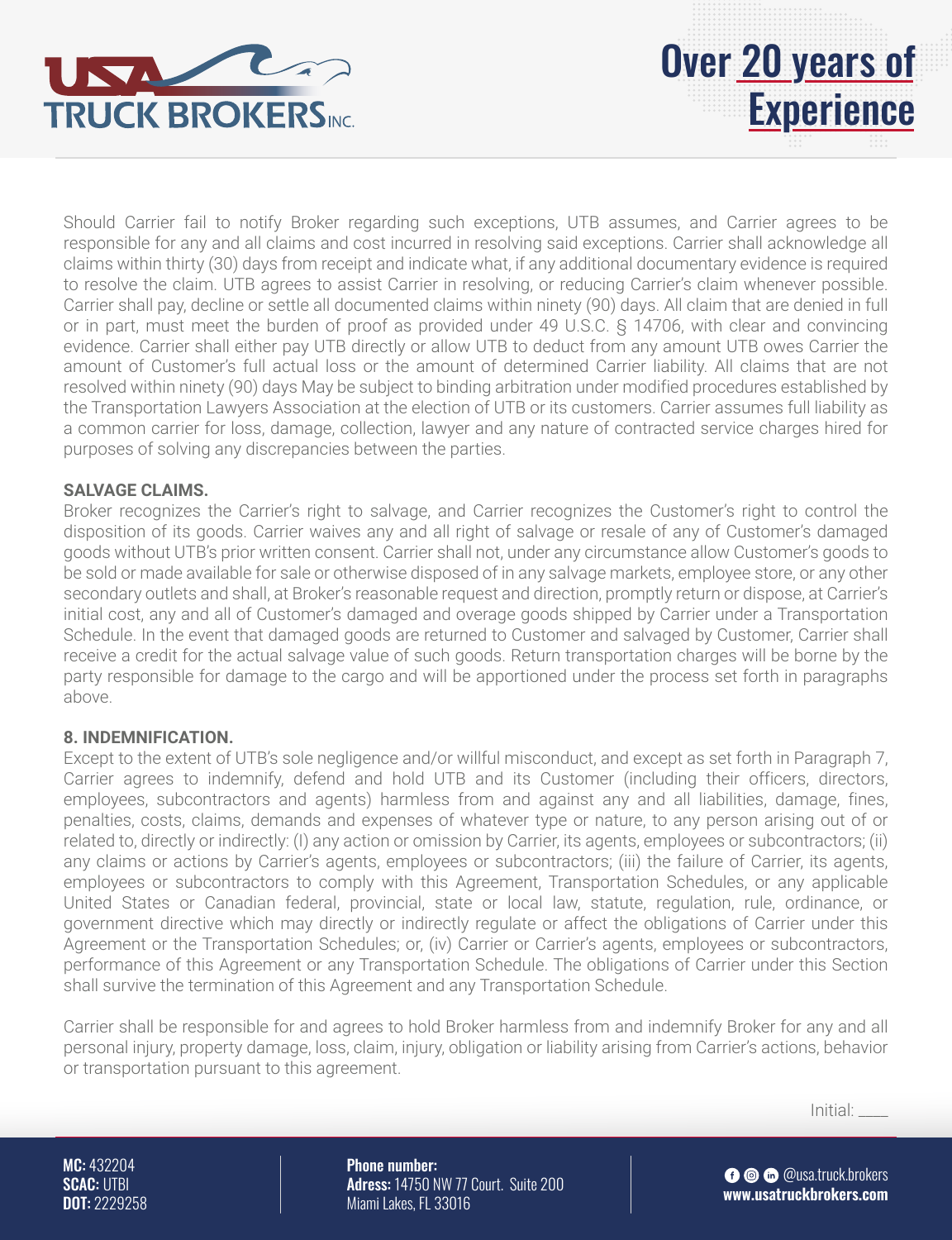Should Carrier fail to notify Broker regarding such exceptions, UTB assumes, and Carrier agrees to be responsible for any and all claims and cost incurred in resolving said exceptions. Carrier shall acknowledge all claims within thirty (30) days from receipt and indicate what, if any additional documentary evidence is required to resolve the claim. UTB agrees to assist Carrier in resolving, or reducing Carrier's claim whenever possible. Carrier shall pay, decline or settle all documented claims within ninety (90) days. All claim that are denied in full or in part, must meet the burden of proof as provided under 49 U.S.C. § 14706, with clear and convincing evidence. Carrier shall either pay UTB directly or allow UTB to deduct from any amount UTB owes Carrier the amount of Customer's full actual loss or the amount of determined Carrier liability. All claims that are not resolved within ninety (90) days May be subject to binding arbitration under modified procedures established by the Transportation Lawyers Association at the election of UTB or its customers. Carrier assumes full liability as a common carrier for loss, damage, collection, lawyer and any nature of contracted service charges hired for purposes of solving any discrepancies between the parties.

**SALVAGE CLAIMS.**
Broker recognizes the Carrier's right to salvage, and Carrier recognizes the Customer's right to control the disposition of its goods. Carrier waives any and all right of salvage or resale of any of Customer's damaged goods without UTB's prior written consent. Carrier shall not, under any circumstance allow Customer's goods to be sold or made available for sale or otherwise disposed of in any salvage markets, employee store, or any other secondary outlets and shall, at Broker's reasonable request and direction, promptly return or dispose, at Carrier's initial cost, any and all of Customer's damaged and overage goods shipped by Carrier under a Transportation Schedule. In the event that damaged goods are returned to Customer and salvaged by Customer, Carrier shall receive a credit for the actual salvage value of such goods. Return transportation charges will be borne by the party responsible for damage to the cargo and will be apportioned under the process set forth in paragraphs above.

**8. INDEMNIFICATION.**
Except to the extent of UTB's sole negligence and/or willful misconduct, and except as set forth in Paragraph 7, Carrier agrees to indemnify, defend and hold UTB and its Customer (including their officers, directors, employees, subcontractors and agents) harmless from and against any and all liabilities, damage, fines, penalties, costs, claims, demands and expenses of whatever type or nature, to any person arising out of or related to, directly or indirectly: (I) any action or omission by Carrier, its agents, employees or subcontractors; (ii) any claims or actions by Carrier's agents, employees or subcontractors; (iii) the failure of Carrier, its agents, employees or subcontractors to comply with this Agreement, Transportation Schedules, or any applicable United States or Canadian federal, provincial, state or local law, statute, regulation, rule, ordinance, or government directive which may directly or indirectly regulate or affect the obligations of Carrier under this Agreement or the Transportation Schedules; or, (iv) Carrier or Carrier's agents, employees or subcontractors, performance of this Agreement or any Transportation Schedule. The obligations of Carrier under this Section shall survive the termination of this Agreement and any Transportation Schedule.

Carrier shall be responsible for and agrees to hold Broker harmless from and indemnify Broker for any and all personal injury, property damage, loss, claim, injury, obligation or liability arising from Carrier's actions, behavior or transportation pursuant to this agreement.

Initial: ____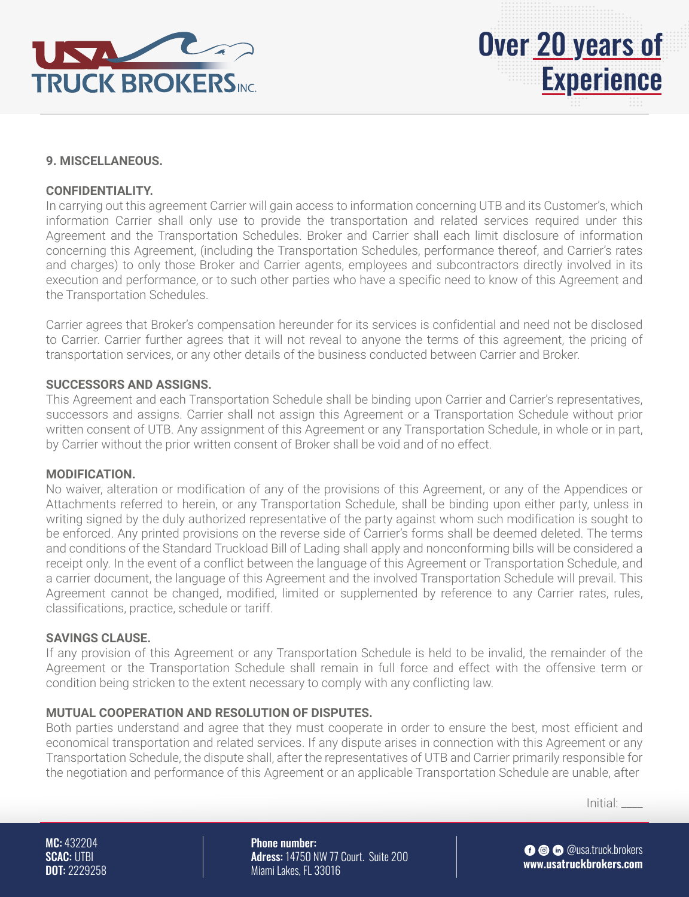**9. MISCELLANEOUS.**

**CONFIDENTIALITY.**
In carrying out this agreement Carrier will gain access to information concerning UTB and its Customer's, which information Carrier shall only use to provide the transportation and related services required under this Agreement and the Transportation Schedules. Broker and Carrier shall each limit disclosure of information concerning this Agreement, (including the Transportation Schedules, performance thereof, and Carrier's rates and charges) to only those Broker and Carrier agents, employees and subcontractors directly involved in its execution and performance, or to such other parties who have a specific need to know of this Agreement and the Transportation Schedules.

Carrier agrees that Broker's compensation hereunder for its services is confidential and need not be disclosed to Carrier. Carrier further agrees that it will not reveal to anyone the terms of this agreement, the pricing of transportation services, or any other details of the business conducted between Carrier and Broker.

**SUCCESSORS AND ASSIGNS.**
This Agreement and each Transportation Schedule shall be binding upon Carrier and Carrier's representatives, successors and assigns. Carrier shall not assign this Agreement or a Transportation Schedule without prior written consent of UTB. Any assignment of this Agreement or any Transportation Schedule, in whole or in part, by Carrier without the prior written consent of Broker shall be void and of no effect.

**MODIFICATION.**
No waiver, alteration or modification of any of the provisions of this Agreement, or any of the Appendices or Attachments referred to herein, or any Transportation Schedule, shall be binding upon either party, unless in writing signed by the duly authorized representative of the party against whom such modification is sought to be enforced. Any printed provisions on the reverse side of Carrier's forms shall be deemed deleted. The terms and conditions of the Standard Truckload Bill of Lading shall apply and nonconforming bills will be considered a receipt only. In the event of a conflict between the language of this Agreement or Transportation Schedule, and a carrier document, the language of this Agreement and the involved Transportation Schedule will prevail. This Agreement cannot be changed, modified, limited or supplemented by reference to any Carrier rates, rules, classifications, practice, schedule or tariff.

**SAVINGS CLAUSE.**
If any provision of this Agreement or any Transportation Schedule is held to be invalid, the remainder of the Agreement or the Transportation Schedule shall remain in full force and effect with the offensive term or condition being stricken to the extent necessary to comply with any conflicting law.

**MUTUAL COOPERATION AND RESOLUTION OF DISPUTES.**
Both parties understand and agree that they must cooperate in order to ensure the best, most efficient and economical transportation and related services. If any dispute arises in connection with this Agreement or any Transportation Schedule, the dispute shall, after the representatives of UTB and Carrier primarily responsible for the negotiation and performance of this Agreement or an applicable Transportation Schedule are unable, after

Initial: ____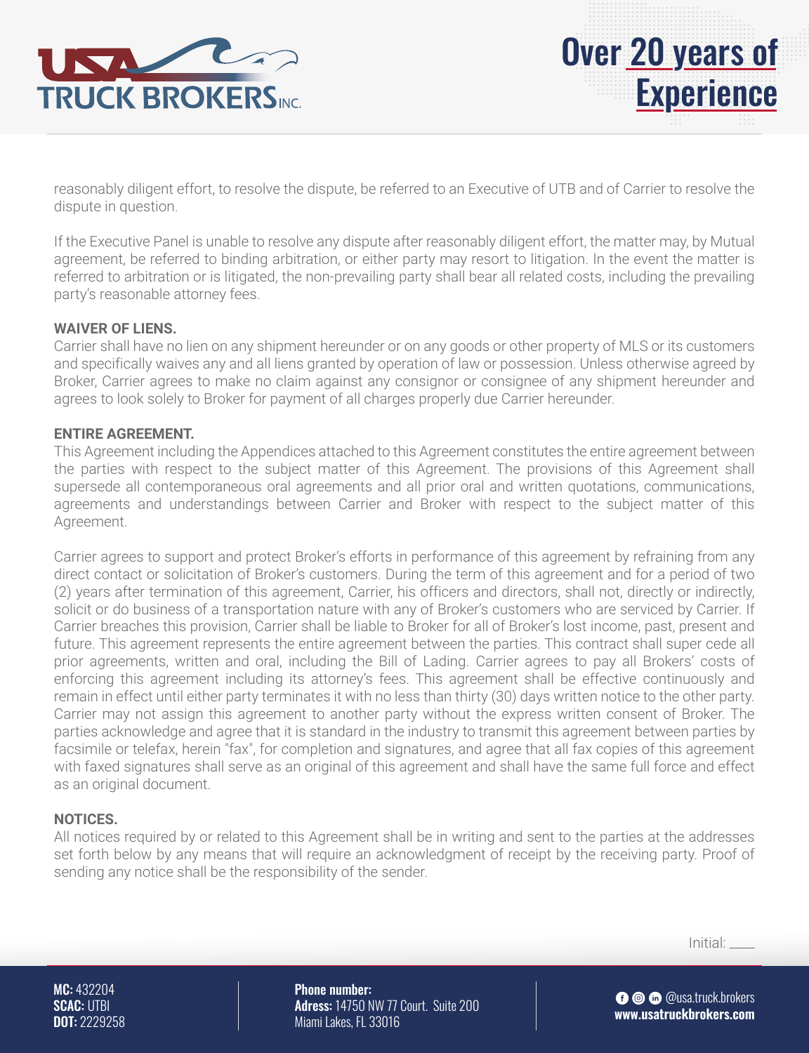reasonably diligent effort, to resolve the dispute, be referred to an Executive of UTB and of Carrier to resolve the dispute in question.

If the Executive Panel is unable to resolve any dispute after reasonably diligent effort, the matter may, by Mutual agreement, be referred to binding arbitration, or either party may resort to litigation. In the event the matter is referred to arbitration or is litigated, the non-prevailing party shall bear all related costs, including the prevailing party's reasonable attorney fees.

**WAIVER OF LIENS.**
Carrier shall have no lien on any shipment hereunder or on any goods or other property of MLS or its customers and specifically waives any and all liens granted by operation of law or possession. Unless otherwise agreed by Broker, Carrier agrees to make no claim against any consignor or consignee of any shipment hereunder and agrees to look solely to Broker for payment of all charges properly due Carrier hereunder.

**ENTIRE AGREEMENT.**
This Agreement including the Appendices attached to this Agreement constitutes the entire agreement between the parties with respect to the subject matter of this Agreement. The provisions of this Agreement shall supersede all contemporaneous oral agreements and all prior oral and written quotations, communications, agreements and understandings between Carrier and Broker with respect to the subject matter of this Agreement.

Carrier agrees to support and protect Broker's efforts in performance of this agreement by refraining from any direct contact or solicitation of Broker's customers. During the term of this agreement and for a period of two (2) years after termination of this agreement, Carrier, his officers and directors, shall not, directly or indirectly, solicit or do business of a transportation nature with any of Broker's customers who are serviced by Carrier. If Carrier breaches this provision, Carrier shall be liable to Broker for all of Broker's lost income, past, present and future. This agreement represents the entire agreement between the parties. This contract shall super cede all prior agreements, written and oral, including the Bill of Lading. Carrier agrees to pay all Brokers' costs of enforcing this agreement including its attorney's fees. This agreement shall be effective continuously and remain in effect until either party terminates it with no less than thirty (30) days written notice to the other party. Carrier may not assign this agreement to another party without the express written consent of Broker. The parties acknowledge and agree that it is standard in the industry to transmit this agreement between parties by facsimile or telefax, herein "fax", for completion and signatures, and agree that all fax copies of this agreement with faxed signatures shall serve as an original of this agreement and shall have the same full force and effect as an original document.

**NOTICES.**
All notices required by or related to this Agreement shall be in writing and sent to the parties at the addresses set forth below by any means that will require an acknowledgment of receipt by the receiving party. Proof of sending any notice shall be the responsibility of the sender.

Initial: ____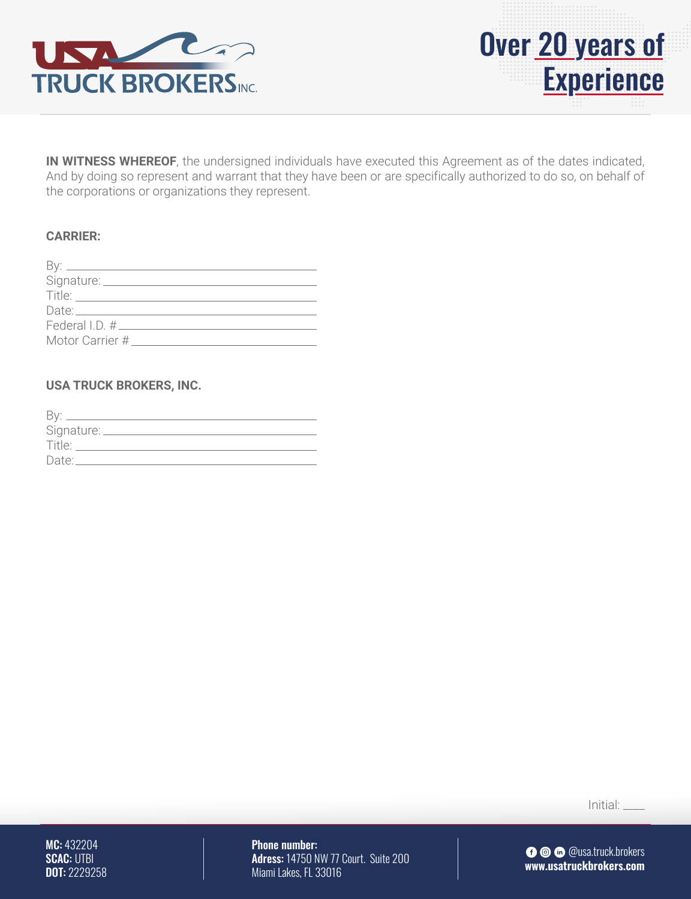**IN WITNESS WHEREOF**, the undersigned individuals have executed this Agreement as of the dates indicated, And by doing so represent and warrant that they have been or are specifically authorized to do so, on behalf of the corporations or organizations they represent.

**CARRIER:**

By: ______________________________________

Signature: _________________________________

Title: _____________________________________

Date: _____________________________________

Federal I.D. # ______________________________

Motor Carrier # _____________________________

**USA TRUCK BROKERS, INC.**

By: ______________________________________

Signature: _________________________________

Title: _____________________________________

Date: _____________________________________

Initial: ____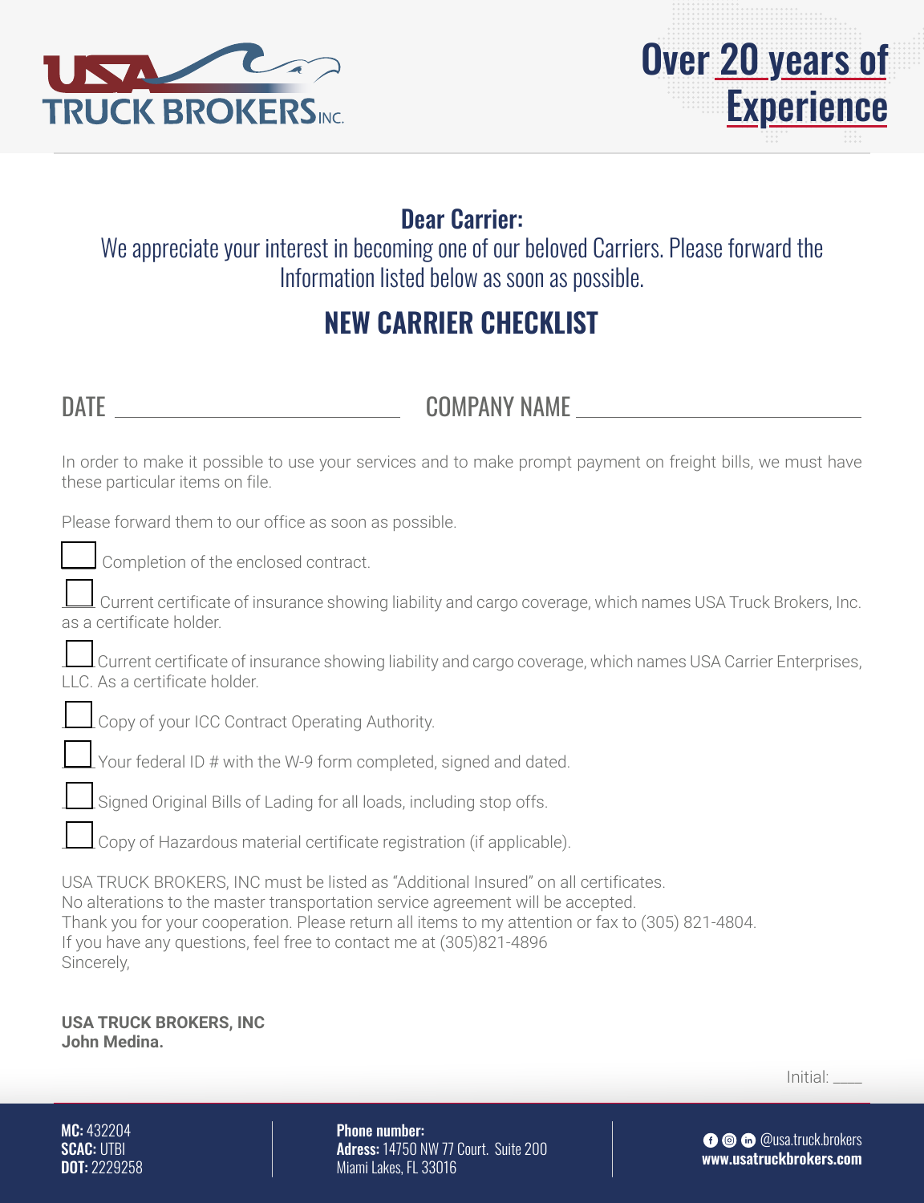# USA TRUCK BROKERS INC.

**Over 20 years of Experience**

**Dear Carrier:**

We appreciate your interest in becoming one of our beloved Carriers. Please forward the Information listed below as soon as possible.

## NEW CARRIER CHECKLIST

DATE ____________________ COMPANY NAME ____________________

In order to make it possible to use your services and to make prompt payment on freight bills, we must have these particular items on file.

Please forward them to our office as soon as possible.

- [ ] Completion of the enclosed contract.
- [ ] Current certificate of insurance showing liability and cargo coverage, which names USA Truck Brokers, Inc. as a certificate holder.
- [ ] Current certificate of insurance showing liability and cargo coverage, which names USA Carrier Enterprises, LLC. As a certificate holder.
- [ ] Copy of your ICC Contract Operating Authority.
- [ ] Your federal ID # with the W-9 form completed, signed and dated.
- [ ] Signed Original Bills of Lading for all loads, including stop offs.
- [ ] Copy of Hazardous material certificate registration (if applicable).

USA TRUCK BROKERS, INC must be listed as "Additional Insured" on all certificates.
No alterations to the master transportation service agreement will be accepted.
Thank you for your cooperation. Please return all items to my attention or fax to (305) 821-4804.
If you have any questions, feel free to contact me at (305)821-4896
Sincerely,

**USA TRUCK BROKERS, INC**
**John Medina.**

Initial: ____

**MC:** 432204
**SCAC:** UTBI
**DOT:** 2229258

**Phone number:**
**Adress:** 14750 NW 77 Court. Suite 200
Miami Lakes, FL 33016

@usa.truck.brokers
**www.usatruckbrokers.com**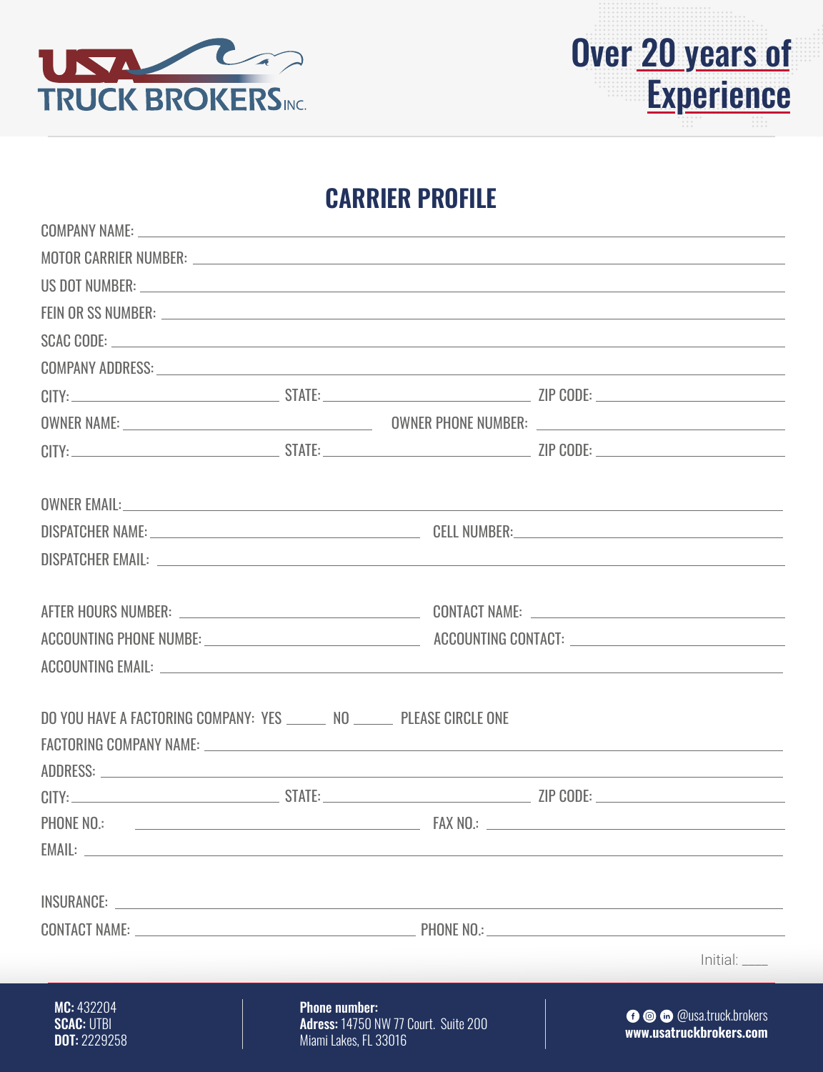# CARRIER PROFILE

COMPANY NAME: ______________________________

MOTOR CARRIER NUMBER: ______________________________

US DOT NUMBER: ______________________________

FEIN OR SS NUMBER: ______________________________

SCAC CODE: ______________________________

COMPANY ADDRESS: ______________________________

CITY: ______________ STATE: ______________ ZIP CODE: ______________

OWNER NAME: ______________ OWNER PHONE NUMBER: ______________

CITY: ______________ STATE: ______________ ZIP CODE: ______________

OWNER EMAIL: ______________________________

DISPATCHER NAME: ______________ CELL NUMBER: ______________

DISPATCHER EMAIL: ______________________________

AFTER HOURS NUMBER: ______________ CONTACT NAME: ______________

ACCOUNTING PHONE NUMBE: ______________ ACCOUNTING CONTACT: ______________

ACCOUNTING EMAIL: ______________________________

DO YOU HAVE A FACTORING COMPANY: YES _____ NO _____ PLEASE CIRCLE ONE

FACTORING COMPANY NAME: ______________________________

ADDRESS: ______________________________

CITY: ______________ STATE: ______________ ZIP CODE: ______________

PHONE NO.: ______________ FAX NO.: ______________

EMAIL: ______________________________

INSURANCE: ______________________________

CONTACT NAME: ______________ PHONE NO.: ______________

Initial: ____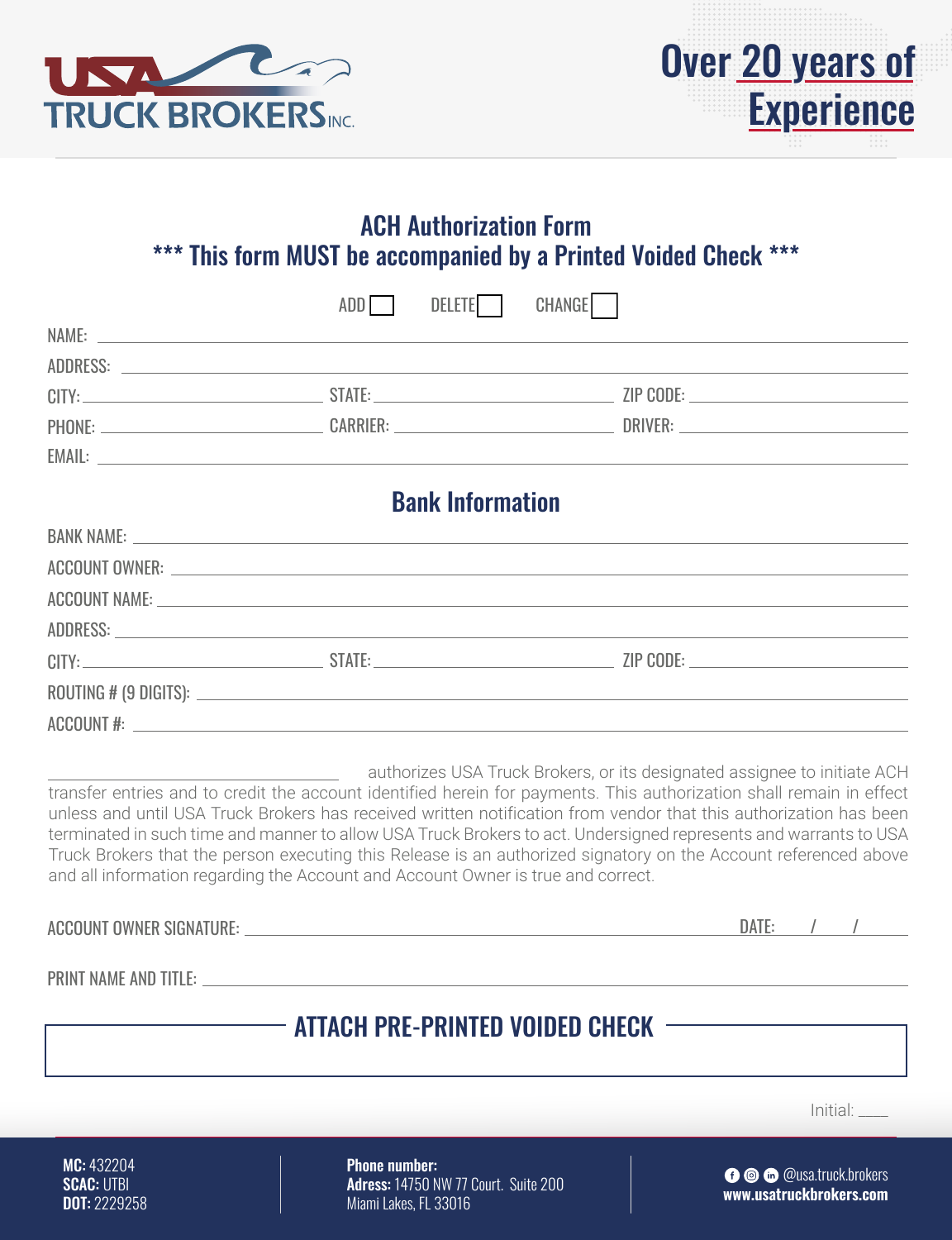USA TRUCK BROKERS INC.

Over 20 years of Experience

# ACH Authorization Form

## *** This form MUST be accompanied by a Printed Voided Check ***

ADD ☐ DELETE ☐ CHANGE ☐

NAME: \_\_\_\_\_\_\_\_\_\_\_\_\_\_\_\_\_\_\_\_\_\_\_\_\_\_\_\_\_\_\_\_\_\_\_\_\_\_\_\_

ADDRESS: \_\_\_\_\_\_\_\_\_\_\_\_\_\_\_\_\_\_\_\_\_\_\_\_\_\_\_\_\_\_\_\_\_\_\_\_\_\_\_\_

CITY: \_\_\_\_\_\_\_\_\_\_\_\_\_\_ STATE: \_\_\_\_\_\_\_\_\_\_\_\_\_\_ ZIP CODE: \_\_\_\_\_\_\_\_\_\_\_\_\_\_

PHONE: \_\_\_\_\_\_\_\_\_\_\_\_\_\_ CARRIER: \_\_\_\_\_\_\_\_\_\_\_\_\_\_ DRIVER: \_\_\_\_\_\_\_\_\_\_\_\_\_\_

EMAIL: \_\_\_\_\_\_\_\_\_\_\_\_\_\_\_\_\_\_\_\_\_\_\_\_\_\_\_\_\_\_\_\_\_\_\_\_\_\_\_\_

## Bank Information

BANK NAME: \_\_\_\_\_\_\_\_\_\_\_\_\_\_\_\_\_\_\_\_\_\_\_\_\_\_\_\_\_\_\_\_\_\_\_\_\_\_\_\_

ACCOUNT OWNER: \_\_\_\_\_\_\_\_\_\_\_\_\_\_\_\_\_\_\_\_\_\_\_\_\_\_\_\_\_\_\_\_\_\_\_\_\_\_\_\_

ACCOUNT NAME: \_\_\_\_\_\_\_\_\_\_\_\_\_\_\_\_\_\_\_\_\_\_\_\_\_\_\_\_\_\_\_\_\_\_\_\_\_\_\_\_

ADDRESS: \_\_\_\_\_\_\_\_\_\_\_\_\_\_\_\_\_\_\_\_\_\_\_\_\_\_\_\_\_\_\_\_\_\_\_\_\_\_\_\_

CITY: \_\_\_\_\_\_\_\_\_\_\_\_\_\_ STATE: \_\_\_\_\_\_\_\_\_\_\_\_\_\_ ZIP CODE: \_\_\_\_\_\_\_\_\_\_\_\_\_\_

ROUTING # (9 DIGITS): \_\_\_\_\_\_\_\_\_\_\_\_\_\_\_\_\_\_\_\_\_\_\_\_\_\_\_\_\_\_\_\_\_\_\_\_\_\_\_\_

ACCOUNT #: \_\_\_\_\_\_\_\_\_\_\_\_\_\_\_\_\_\_\_\_\_\_\_\_\_\_\_\_\_\_\_\_\_\_\_\_\_\_\_\_

\_\_\_\_\_\_\_\_\_\_\_\_\_\_\_\_\_\_\_\_ authorizes USA Truck Brokers, or its designated assignee to initiate ACH transfer entries and to credit the account identified herein for payments. This authorization shall remain in effect unless and until USA Truck Brokers has received written notification from vendor that this authorization has been terminated in such time and manner to allow USA Truck Brokers to act. Undersigned represents and warrants to USA Truck Brokers that the person executing this Release is an authorized signatory on the Account referenced above and all information regarding the Account and Account Owner is true and correct.

ACCOUNT OWNER SIGNATURE: \_\_\_\_\_\_\_\_\_\_\_\_\_\_\_\_\_\_\_\_\_\_\_\_\_\_\_\_\_\_ DATE: \_\_\_\_ / \_\_\_\_ / \_\_\_\_

PRINT NAME AND TITLE: \_\_\_\_\_\_\_\_\_\_\_\_\_\_\_\_\_\_\_\_\_\_\_\_\_\_\_\_\_\_\_\_\_\_\_\_\_\_\_\_

## ATTACH PRE-PRINTED VOIDED CHECK

Initial: \_\_\_\_

**MC:** 432204
**SCAC:** UTBI
**DOT:** 2229258

**Phone number:**
**Adress:** 14750 NW 77 Court. Suite 200
Miami Lakes, FL 33016

@usa.truck.brokers
**www.usatruckbrokers.com**